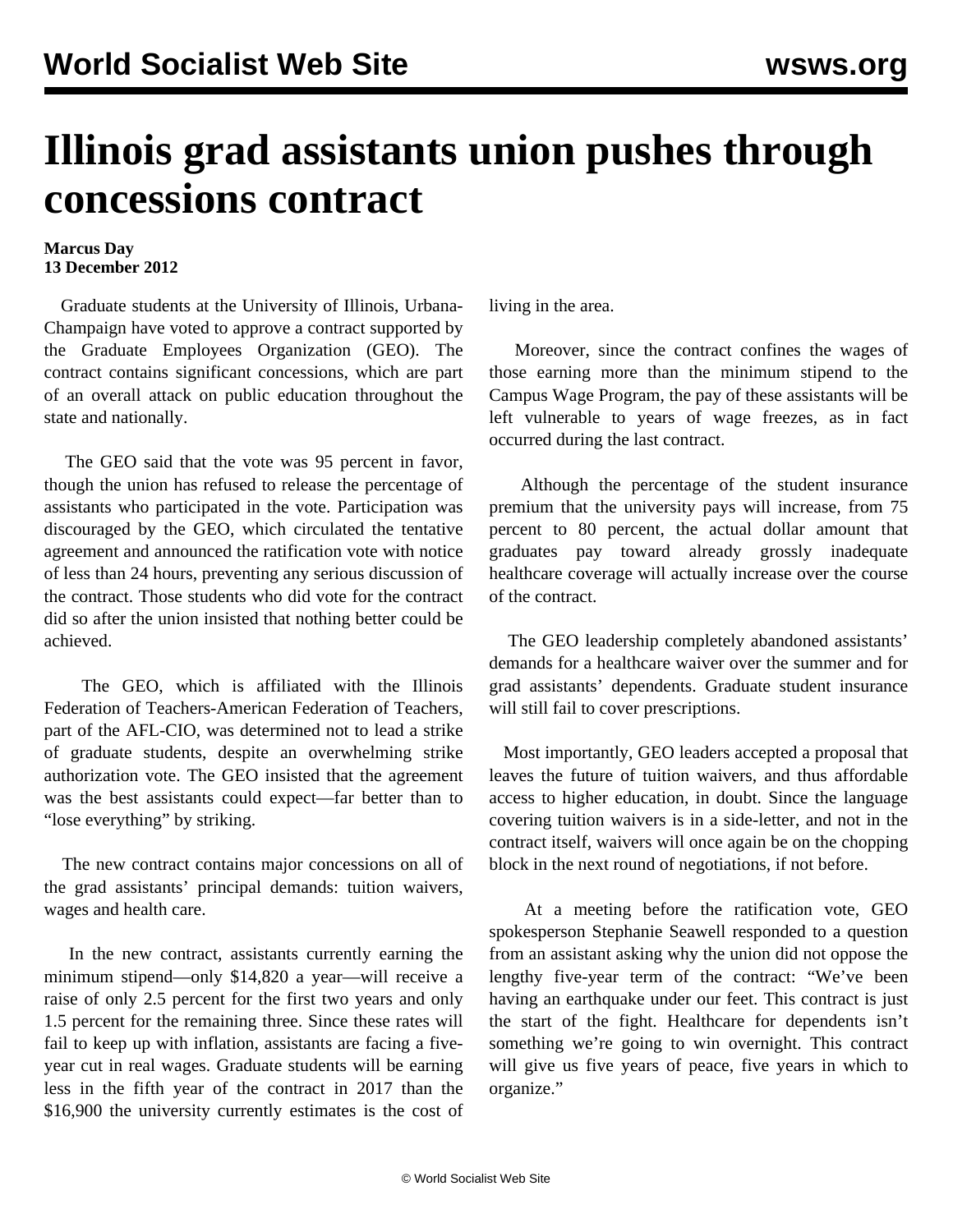# Illinois grad assistants union pushes through concessions contract

**Marcus Day**
**13 December 2012**

Graduate students at the University of Illinois, Urbana-Champaign have voted to approve a contract supported by the Graduate Employees Organization (GEO). The contract contains significant concessions, which are part of an overall attack on public education throughout the state and nationally.

The GEO said that the vote was 95 percent in favor, though the union has refused to release the percentage of assistants who participated in the vote. Participation was discouraged by the GEO, which circulated the tentative agreement and announced the ratification vote with notice of less than 24 hours, preventing any serious discussion of the contract. Those students who did vote for the contract did so after the union insisted that nothing better could be achieved.

The GEO, which is affiliated with the Illinois Federation of Teachers-American Federation of Teachers, part of the AFL-CIO, was determined not to lead a strike of graduate students, despite an overwhelming strike authorization vote. The GEO insisted that the agreement was the best assistants could expect—far better than to "lose everything" by striking.

The new contract contains major concessions on all of the grad assistants' principal demands: tuition waivers, wages and health care.

In the new contract, assistants currently earning the minimum stipend—only $14,820 a year—will receive a raise of only 2.5 percent for the first two years and only 1.5 percent for the remaining three. Since these rates will fail to keep up with inflation, assistants are facing a five-year cut in real wages. Graduate students will be earning less in the fifth year of the contract in 2017 than the $16,900 the university currently estimates is the cost of living in the area.

Moreover, since the contract confines the wages of those earning more than the minimum stipend to the Campus Wage Program, the pay of these assistants will be left vulnerable to years of wage freezes, as in fact occurred during the last contract.

Although the percentage of the student insurance premium that the university pays will increase, from 75 percent to 80 percent, the actual dollar amount that graduates pay toward already grossly inadequate healthcare coverage will actually increase over the course of the contract.

The GEO leadership completely abandoned assistants' demands for a healthcare waiver over the summer and for grad assistants' dependents. Graduate student insurance will still fail to cover prescriptions.

Most importantly, GEO leaders accepted a proposal that leaves the future of tuition waivers, and thus affordable access to higher education, in doubt. Since the language covering tuition waivers is in a side-letter, and not in the contract itself, waivers will once again be on the chopping block in the next round of negotiations, if not before.

At a meeting before the ratification vote, GEO spokesperson Stephanie Seawell responded to a question from an assistant asking why the union did not oppose the lengthy five-year term of the contract: "We've been having an earthquake under our feet. This contract is just the start of the fight. Healthcare for dependents isn't something we're going to win overnight. This contract will give us five years of peace, five years in which to organize."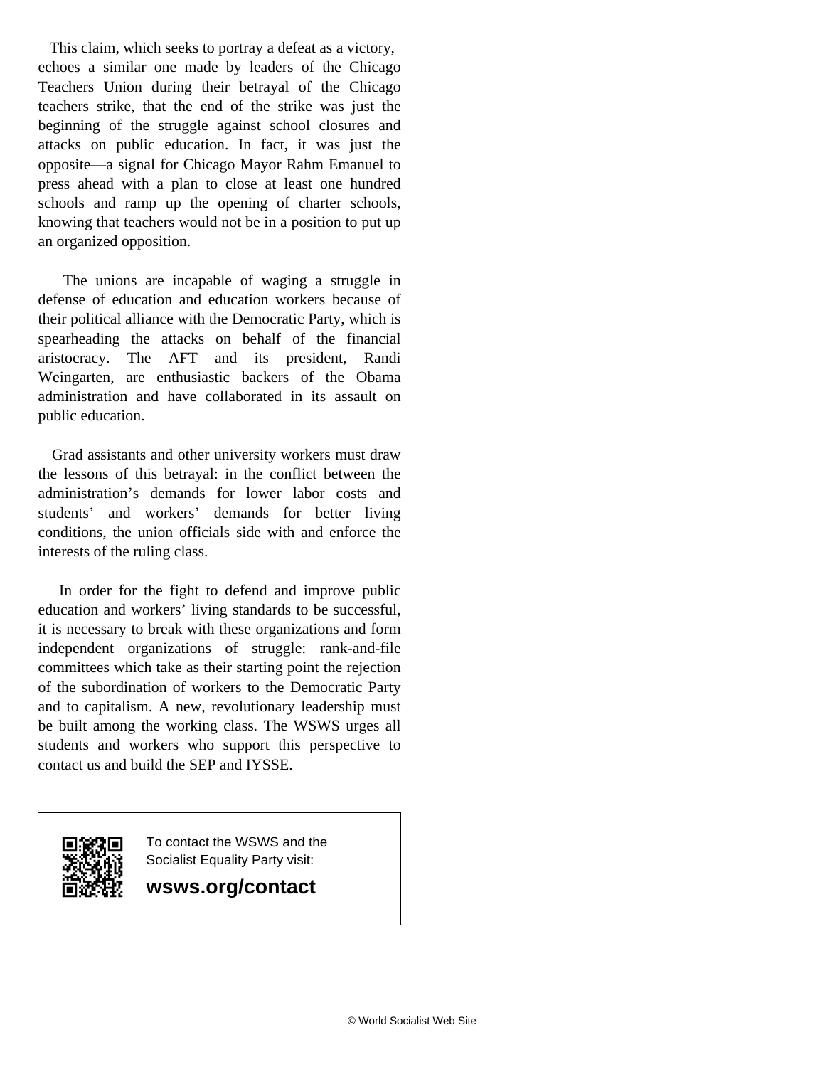This claim, which seeks to portray a defeat as a victory, echoes a similar one made by leaders of the Chicago Teachers Union during their betrayal of the Chicago teachers strike, that the end of the strike was just the beginning of the struggle against school closures and attacks on public education. In fact, it was just the opposite—a signal for Chicago Mayor Rahm Emanuel to press ahead with a plan to close at least one hundred schools and ramp up the opening of charter schools, knowing that teachers would not be in a position to put up an organized opposition.

The unions are incapable of waging a struggle in defense of education and education workers because of their political alliance with the Democratic Party, which is spearheading the attacks on behalf of the financial aristocracy. The AFT and its president, Randi Weingarten, are enthusiastic backers of the Obama administration and have collaborated in its assault on public education.

Grad assistants and other university workers must draw the lessons of this betrayal: in the conflict between the administration's demands for lower labor costs and students' and workers' demands for better living conditions, the union officials side with and enforce the interests of the ruling class.

In order for the fight to defend and improve public education and workers' living standards to be successful, it is necessary to break with these organizations and form independent organizations of struggle: rank-and-file committees which take as their starting point the rejection of the subordination of workers to the Democratic Party and to capitalism. A new, revolutionary leadership must be built among the working class. The WSWS urges all students and workers who support this perspective to contact us and build the SEP and IYSSE.

To contact the WSWS and the Socialist Equality Party visit:

**wsws.org/contact**

© World Socialist Web Site